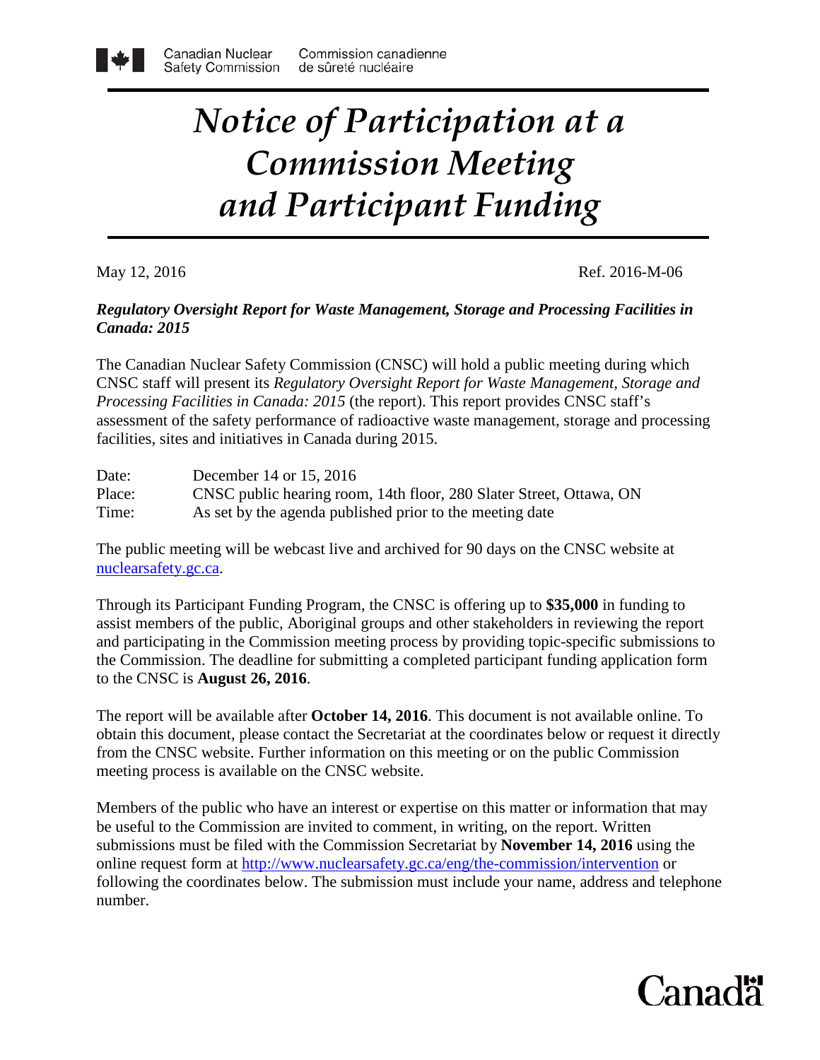Canadian Nuclear Safety Commission | Commission canadienne de sûreté nucléaire

# *Notice of Participation at a Commission Meeting and Participant Funding*

May 12, 2016 Ref. 2016-M-06

***Regulatory Oversight Report for Waste Management, Storage and Processing Facilities in Canada: 2015***

The Canadian Nuclear Safety Commission (CNSC) will hold a public meeting during which CNSC staff will present its *Regulatory Oversight Report for Waste Management, Storage and Processing Facilities in Canada: 2015* (the report). This report provides CNSC staff's assessment of the safety performance of radioactive waste management, storage and processing facilities, sites and initiatives in Canada during 2015.

Date: December 14 or 15, 2016
Place: CNSC public hearing room, 14th floor, 280 Slater Street, Ottawa, ON
Time: As set by the agenda published prior to the meeting date

The public meeting will be webcast live and archived for 90 days on the CNSC website at nuclearsafety.gc.ca.

Through its Participant Funding Program, the CNSC is offering up to **$35,000** in funding to assist members of the public, Aboriginal groups and other stakeholders in reviewing the report and participating in the Commission meeting process by providing topic-specific submissions to the Commission. The deadline for submitting a completed participant funding application form to the CNSC is **August 26, 2016**.

The report will be available after **October 14, 2016**. This document is not available online. To obtain this document, please contact the Secretariat at the coordinates below or request it directly from the CNSC website. Further information on this meeting or on the public Commission meeting process is available on the CNSC website.

Members of the public who have an interest or expertise on this matter or information that may be useful to the Commission are invited to comment, in writing, on the report. Written submissions must be filed with the Commission Secretariat by **November 14, 2016** using the online request form at http://www.nuclearsafety.gc.ca/eng/the-commission/intervention or following the coordinates below. The submission must include your name, address and telephone number.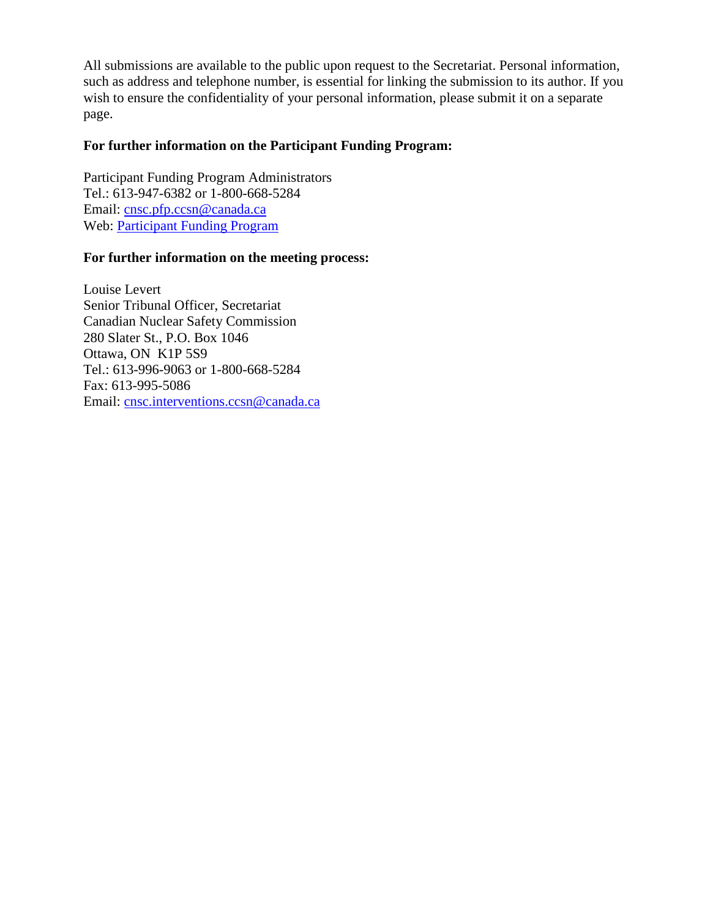All submissions are available to the public upon request to the Secretariat. Personal information, such as address and telephone number, is essential for linking the submission to its author. If you wish to ensure the confidentiality of your personal information, please submit it on a separate page.

**For further information on the Participant Funding Program:**

Participant Funding Program Administrators  
Tel.: 613-947-6382 or 1-800-668-5284  
Email: cnsc.pfp.ccsn@canada.ca  
Web: Participant Funding Program

**For further information on the meeting process:**

Louise Levert  
Senior Tribunal Officer, Secretariat  
Canadian Nuclear Safety Commission  
280 Slater St., P.O. Box 1046  
Ottawa, ON K1P 5S9  
Tel.: 613-996-9063 or 1-800-668-5284  
Fax: 613-995-5086  
Email: cnsc.interventions.ccsn@canada.ca